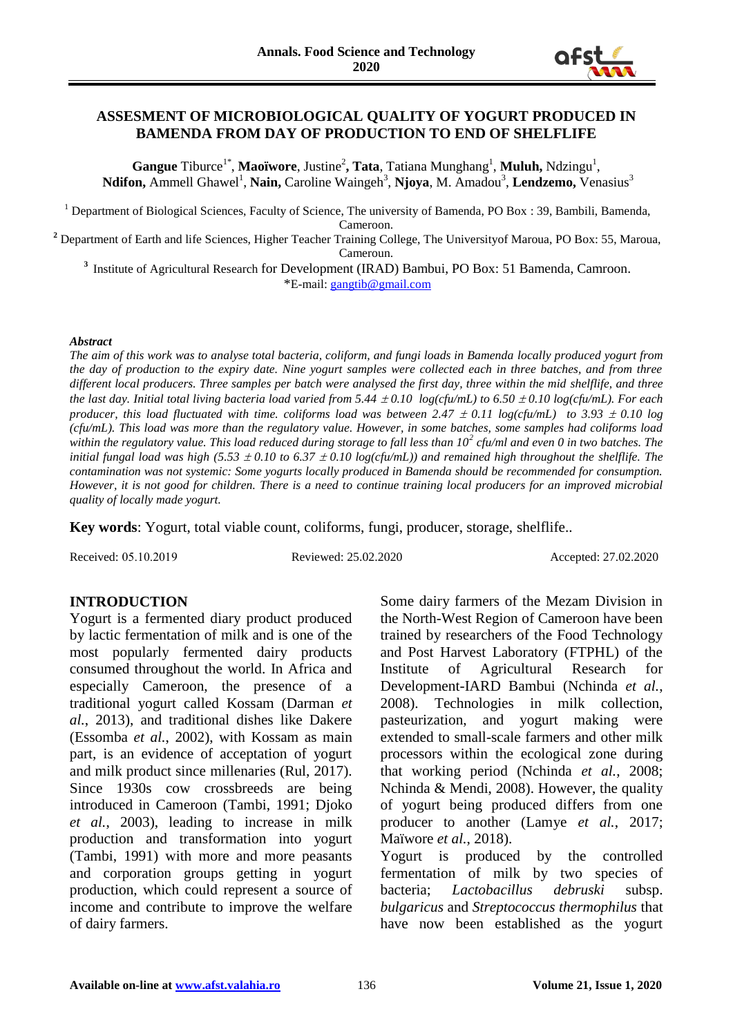# ASSESMENT OF MICROBIOLOGICAL QUALITY OF YOGURT PRODUCED IN BAMENDA FROM DAY OF PRODUCTION TO END OF SHELFLIFE

**Gangue** Tiburce[1*], **Maoïwore**, Justine[2], **Tata**, Tatiana Munghang[1], **Muluh,** Ndzingu[1], **Ndifon,** Ammell Ghawel[1], **Nain,** Caroline Waingeh[3], **Njoya**, M. Amadou[3], **Lendzemo,** Venasius[3]

[1] Department of Biological Sciences, Faculty of Science, The university of Bamenda, PO Box : 39, Bambili, Bamenda, Cameroon.

[2] Department of Earth and life Sciences, Higher Teacher Training College, The Universityof Maroua, PO Box: 55, Maroua, Cameroun.

[3] Institute of Agricultural Research for Development (IRAD) Bambui, PO Box: 51 Bamenda, Camroon.

*E-mail: gangtib@gmail.com

### *Abstract*

*The aim of this work was to analyse total bacteria, coliform, and fungi loads in Bamenda locally produced yogurt from the day of production to the expiry date. Nine yogurt samples were collected each in three batches, and from three different local producers. Three samples per batch were analysed the first day, three within the mid shelflife, and three the last day. Initial total living bacteria load varied from $5.44 \pm 0.10$ log(cfu/mL) to $6.50 \pm 0.10$ log(cfu/mL). For each producer, this load fluctuated with time. coliforms load was between $2.47 \pm 0.11$ log(cfu/mL) to $3.93 \pm 0.10$ log (cfu/mL). This load was more than the regulatory value. However, in some batches, some samples had coliforms load within the regulatory value. This load reduced during storage to fall less than $10^2$ cfu/ml and even 0 in two batches. The initial fungal load was high ($5.53 \pm 0.10$ to $6.37 \pm 0.10$ log(cfu/mL)) and remained high throughout the shelflife. The contamination was not systemic: Some yogurts locally produced in Bamenda should be recommended for consumption. However, it is not good for children. There is a need to continue training local producers for an improved microbial quality of locally made yogurt.*

**Key words**: Yogurt, total viable count, coliforms, fungi, producer, storage, shelflife..

Received: 05.10.2019 Reviewed: 25.02.2020 Accepted: 27.02.2020

## INTRODUCTION

Yogurt is a fermented diary product produced by lactic fermentation of milk and is one of the most popularly fermented dairy products consumed throughout the world. In Africa and especially Cameroon, the presence of a traditional yogurt called Kossam (Darman *et al.*, 2013), and traditional dishes like Dakere (Essomba *et al.*, 2002), with Kossam as main part, is an evidence of acceptation of yogurt and milk product since millenaries (Rul, 2017). Since 1930s cow crossbreeds are being introduced in Cameroon (Tambi, 1991; Djoko *et al.*, 2003), leading to increase in milk production and transformation into yogurt (Tambi, 1991) with more and more peasants and corporation groups getting in yogurt production, which could represent a source of income and contribute to improve the welfare of dairy farmers.

Some dairy farmers of the Mezam Division in the North-West Region of Cameroon have been trained by researchers of the Food Technology and Post Harvest Laboratory (FTPHL) of the Institute of Agricultural Research for Development-IARD Bambui (Nchinda *et al.*, 2008). Technologies in milk collection, pasteurization, and yogurt making were extended to small-scale farmers and other milk processors within the ecological zone during that working period (Nchinda *et al.*, 2008; Nchinda & Mendi, 2008). However, the quality of yogurt being produced differs from one producer to another (Lamye *et al.*, 2017; Maïwore *et al.*, 2018).

Yogurt is produced by the controlled fermentation of milk by two species of bacteria; *Lactobacillus debruski* subsp. *bulgaricus* and *Streptococcus thermophilus* that have now been established as the yogurt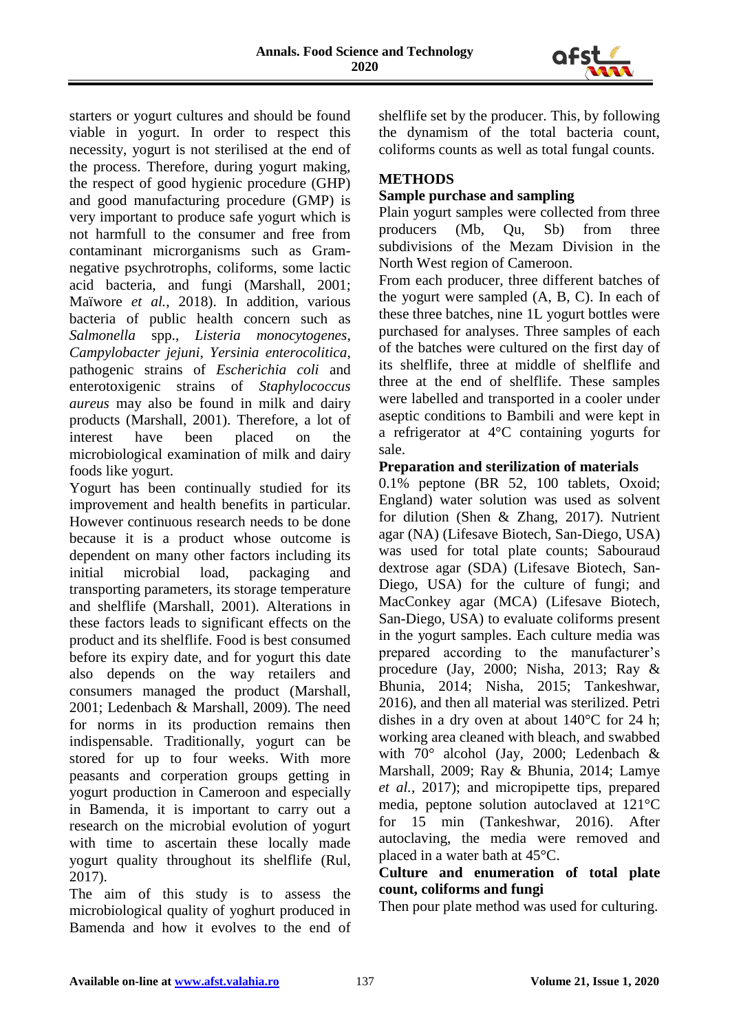starters or yogurt cultures and should be found viable in yogurt. In order to respect this necessity, yogurt is not sterilised at the end of the process. Therefore, during yogurt making, the respect of good hygienic procedure (GHP) and good manufacturing procedure (GMP) is very important to produce safe yogurt which is not harmfull to the consumer and free from contaminant microrganisms such as Gram-negative psychrotrophs, coliforms, some lactic acid bacteria, and fungi (Marshall, 2001; Maïwore *et al.*, 2018). In addition, various bacteria of public health concern such as *Salmonella* spp., *Listeria monocytogenes*, *Campylobacter jejuni*, *Yersinia enterocolitica*, pathogenic strains of *Escherichia coli* and enterotoxigenic strains of *Staphylococcus aureus* may also be found in milk and dairy products (Marshall, 2001). Therefore, a lot of interest have been placed on the microbiological examination of milk and dairy foods like yogurt.

Yogurt has been continually studied for its improvement and health benefits in particular. However continuous research needs to be done because it is a product whose outcome is dependent on many other factors including its initial microbial load, packaging and transporting parameters, its storage temperature and shelflife (Marshall, 2001). Alterations in these factors leads to significant effects on the product and its shelflife. Food is best consumed before its expiry date, and for yogurt this date also depends on the way retailers and consumers managed the product (Marshall, 2001; Ledenbach & Marshall, 2009). The need for norms in its production remains then indispensable. Traditionally, yogurt can be stored for up to four weeks. With more peasants and corperation groups getting in yogurt production in Cameroon and especially in Bamenda, it is important to carry out a research on the microbial evolution of yogurt with time to ascertain these locally made yogurt quality throughout its shelflife (Rul, 2017).

The aim of this study is to assess the microbiological quality of yoghurt produced in Bamenda and how it evolves to the end of shelflife set by the producer. This, by following the dynamism of the total bacteria count, coliforms counts as well as total fungal counts.

## METHODS

### Sample purchase and sampling

Plain yogurt samples were collected from three producers (Mb, Qu, Sb) from three subdivisions of the Mezam Division in the North West region of Cameroon.

From each producer, three different batches of the yogurt were sampled (A, B, C). In each of these three batches, nine 1L yogurt bottles were purchased for analyses. Three samples of each of the batches were cultured on the first day of its shelflife, three at middle of shelflife and three at the end of shelflife. These samples were labelled and transported in a cooler under aseptic conditions to Bambili and were kept in a refrigerator at 4°C containing yogurts for sale.

### Preparation and sterilization of materials

0.1% peptone (BR 52, 100 tablets, Oxoid; England) water solution was used as solvent for dilution (Shen & Zhang, 2017). Nutrient agar (NA) (Lifesave Biotech, San-Diego, USA) was used for total plate counts; Sabouraud dextrose agar (SDA) (Lifesave Biotech, San-Diego, USA) for the culture of fungi; and MacConkey agar (MCA) (Lifesave Biotech, San-Diego, USA) to evaluate coliforms present in the yogurt samples. Each culture media was prepared according to the manufacturer's procedure (Jay, 2000; Nisha, 2013; Ray & Bhunia, 2014; Nisha, 2015; Tankeshwar, 2016), and then all material was sterilized. Petri dishes in a dry oven at about 140°C for 24 h; working area cleaned with bleach, and swabbed with 70° alcohol (Jay, 2000; Ledenbach & Marshall, 2009; Ray & Bhunia, 2014; Lamye *et al.*, 2017); and micropipette tips, prepared media, peptone solution autoclaved at 121°C for 15 min (Tankeshwar, 2016). After autoclaving, the media were removed and placed in a water bath at 45°C.

### Culture and enumeration of total plate count, coliforms and fungi

Then pour plate method was used for culturing.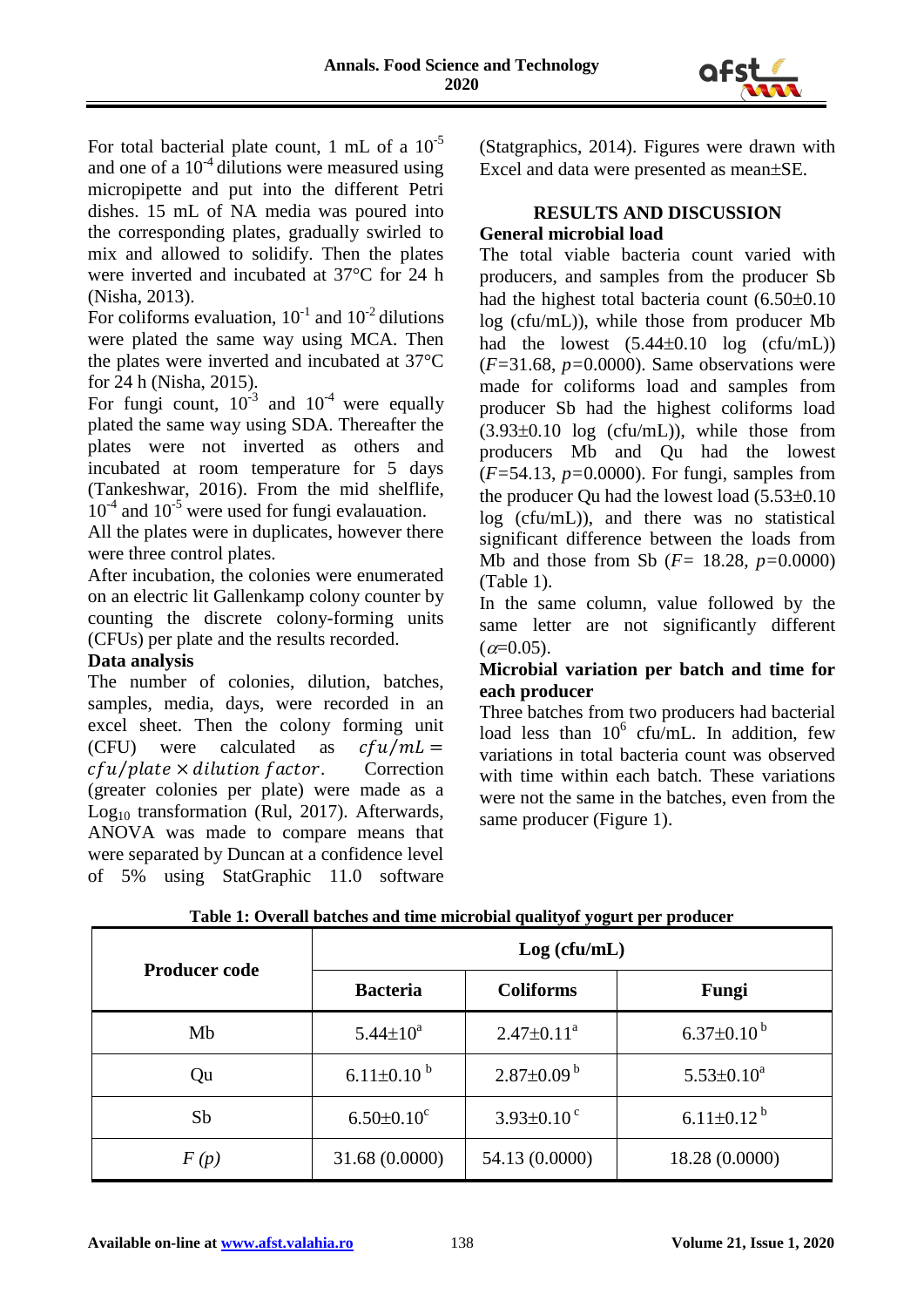For total bacterial plate count, 1 mL of a $10^{-5}$ and one of a $10^{-4}$ dilutions were measured using micropipette and put into the different Petri dishes. 15 mL of NA media was poured into the corresponding plates, gradually swirled to mix and allowed to solidify. Then the plates were inverted and incubated at 37°C for 24 h (Nisha, 2013).

For coliforms evaluation, $10^{-1}$ and $10^{-2}$ dilutions were plated the same way using MCA. Then the plates were inverted and incubated at 37°C for 24 h (Nisha, 2015).

For fungi count, $10^{-3}$ and $10^{-4}$ were equally plated the same way using SDA. Thereafter the plates were not inverted as others and incubated at room temperature for 5 days (Tankeshwar, 2016). From the mid shelflife, $10^{-4}$ and $10^{-5}$ were used for fungi evalauation.

All the plates were in duplicates, however there were three control plates.

After incubation, the colonies were enumerated on an electric lit Gallenkamp colony counter by counting the discrete colony-forming units (CFUs) per plate and the results recorded.

### Data analysis

The number of colonies, dilution, batches, samples, media, days, were recorded in an excel sheet. Then the colony forming unit (CFU) were calculated as $cfu/mL = cfu/plate \times dilution\ factor$. Correction (greater colonies per plate) were made as a $Log_{10}$ transformation (Rul, 2017). Afterwards, ANOVA was made to compare means that were separated by Duncan at a confidence level of 5% using StatGraphic 11.0 software (Statgraphics, 2014). Figures were drawn with Excel and data were presented as mean±SE.

## RESULTS AND DISCUSSION

### General microbial load

The total viable bacteria count varied with producers, and samples from the producer Sb had the highest total bacteria count (6.50±0.10 log (cfu/mL)), while those from producer Mb had the lowest (5.44±0.10 log (cfu/mL)) ($F$=31.68, $p$=0.0000). Same observations were made for coliforms load and samples from producer Sb had the highest coliforms load (3.93±0.10 log (cfu/mL)), while those from producers Mb and Qu had the lowest ($F$=54.13, $p$=0.0000). For fungi, samples from the producer Qu had the lowest load (5.53±0.10 log (cfu/mL)), and there was no statistical significant difference between the loads from Mb and those from Sb ($F$= 18.28, $p$=0.0000) (Table 1).

In the same column, value followed by the same letter are not significantly different ($\alpha$=0.05).

### Microbial variation per batch and time for each producer

Three batches from two producers had bacterial load less than $10^{6}$ cfu/mL. In addition, few variations in total bacteria count was observed with time within each batch. These variations were not the same in the batches, even from the same producer (Figure 1).

**Table 1: Overall batches and time microbial qualityof yogurt per producer**

| Producer code | Log (cfu/mL) | | |
|---|---|---|---|
| | **Bacteria** | **Coliforms** | **Fungi** |
| Mb | 5.44±10[a] | 2.47±0.11[a] | 6.37±0.10[b] |
| Qu | 6.11±0.10[b] | 2.87±0.09[b] | 5.53±0.10[a] |
| Sb | 6.50±0.10[c] | 3.93±0.10[c] | 6.11±0.12[b] |
| *F (p)* | 31.68 (0.0000) | 54.13 (0.0000) | 18.28 (0.0000) |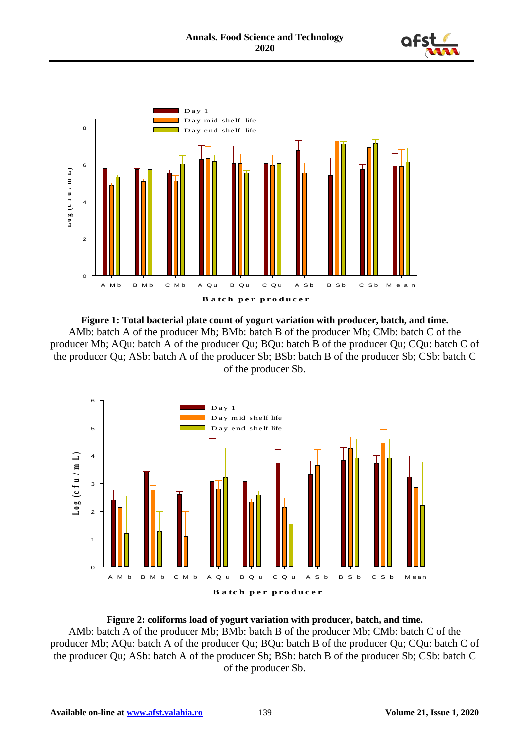**Figure 1: Total bacterial plate count of yogurt variation with producer, batch, and time.**
AMb: batch A of the producer Mb; BMb: batch B of the producer Mb; CMb: batch C of the producer Mb; AQu: batch A of the producer Qu; BQu: batch B of the producer Qu; CQu: batch C of the producer Qu; ASb: batch A of the producer Sb; BSb: batch B of the producer Sb; CSb: batch C of the producer Sb.

**Figure 2: coliforms load of yogurt variation with producer, batch, and time.**
AMb: batch A of the producer Mb; BMb: batch B of the producer Mb; CMb: batch C of the producer Mb; AQu: batch A of the producer Qu; BQu: batch B of the producer Qu; CQu: batch C of the producer Qu; ASb: batch A of the producer Sb; BSb: batch B of the producer Sb; CSb: batch C of the producer Sb.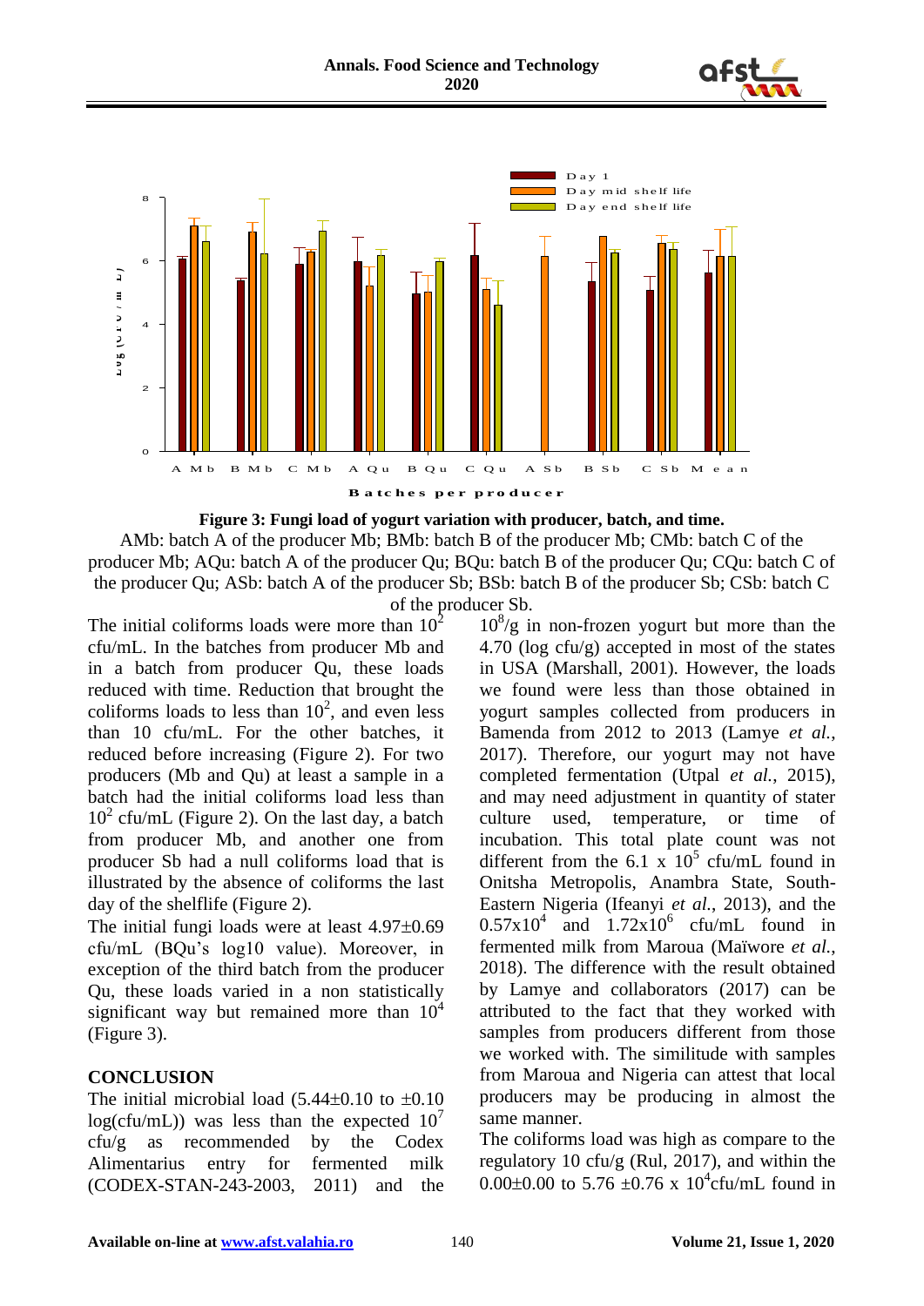Figure 3: Fungi load of yogurt variation with producer, batch, and time.

AMb: batch A of the producer Mb; BMb: batch B of the producer Mb; CMb: batch C of the producer Mb; AQu: batch A of the producer Qu; BQu: batch B of the producer Qu; CQu: batch C of the producer Qu; ASb: batch A of the producer Sb; BSb: batch B of the producer Sb; CSb: batch C of the producer Sb.

The initial coliforms loads were more than $10^2$ cfu/mL. In the batches from producer Mb and in a batch from producer Qu, these loads reduced with time. Reduction that brought the coliforms loads to less than $10^2$, and even less than 10 cfu/mL. For the other batches, it reduced before increasing (Figure 2). For two producers (Mb and Qu) at least a sample in a batch had the initial coliforms load less than $10^2$ cfu/mL (Figure 2). On the last day, a batch from producer Mb, and another one from producer Sb had a null coliforms load that is illustrated by the absence of coliforms the last day of the shelflife (Figure 2).

The initial fungi loads were at least 4.97±0.69 cfu/mL (BQu's log10 value). Moreover, in exception of the third batch from the producer Qu, these loads varied in a non statistically significant way but remained more than $10^4$ (Figure 3).

## CONCLUSION

The initial microbial load (5.44±0.10 to ±0.10 log(cfu/mL)) was less than the expected $10^7$ cfu/g as recommended by the Codex Alimentarius entry for fermented milk (CODEX-STAN-243-2003, 2011) and the $10^8$/g in non-frozen yogurt but more than the 4.70 (log cfu/g) accepted in most of the states in USA (Marshall, 2001). However, the loads we found were less than those obtained in yogurt samples collected from producers in Bamenda from 2012 to 2013 (Lamye *et al.*, 2017). Therefore, our yogurt may not have completed fermentation (Utpal *et al.*, 2015), and may need adjustment in quantity of stater culture used, temperature, or time of incubation. This total plate count was not different from the 6.1 x $10^5$ cfu/mL found in Onitsha Metropolis, Anambra State, South-Eastern Nigeria (Ifeanyi *et al.*, 2013), and the $0.57\times10^4$ and $1.72\times10^6$ cfu/mL found in fermented milk from Maroua (Maïwore *et al.*, 2018). The difference with the result obtained by Lamye and collaborators (2017) can be attributed to the fact that they worked with samples from producers different from those we worked with. The similitude with samples from Maroua and Nigeria can attest that local producers may be producing in almost the same manner.

The coliforms load was high as compare to the regulatory 10 cfu/g (Rul, 2017), and within the 0.00±0.00 to 5.76 ±0.76 x $10^4$cfu/mL found in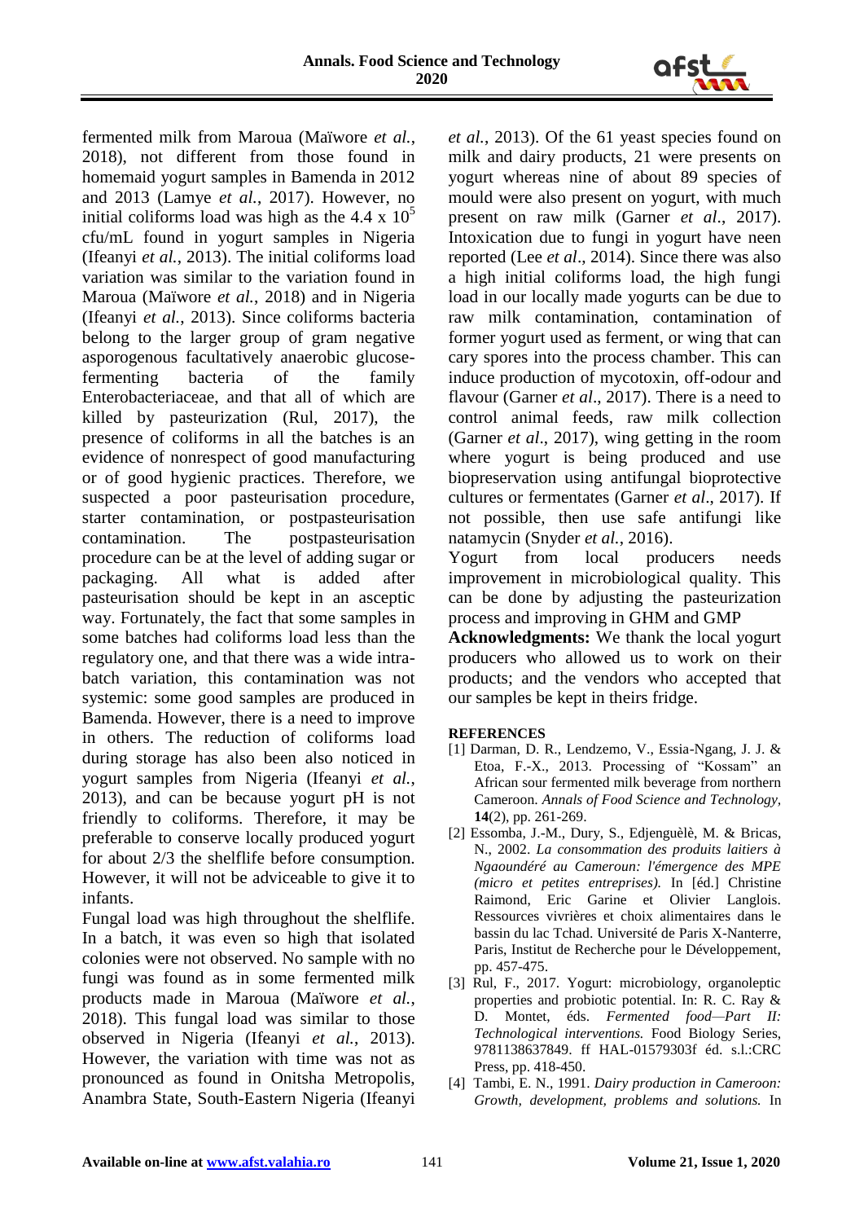fermented milk from Maroua (Maïwore *et al.*, 2018), not different from those found in homemaid yogurt samples in Bamenda in 2012 and 2013 (Lamye *et al.*, 2017). However, no initial coliforms load was high as the 4.4 x $10^5$ cfu/mL found in yogurt samples in Nigeria (Ifeanyi *et al.*, 2013). The initial coliforms load variation was similar to the variation found in Maroua (Maïwore *et al.*, 2018) and in Nigeria (Ifeanyi *et al.*, 2013). Since coliforms bacteria belong to the larger group of gram negative asporogenous facultatively anaerobic glucose-fermenting bacteria of the family Enterobacteriaceae, and that all of which are killed by pasteurization (Rul, 2017), the presence of coliforms in all the batches is an evidence of nonrespect of good manufacturing or of good hygienic practices. Therefore, we suspected a poor pasteurisation procedure, starter contamination, or postpasteurisation contamination. The postpasteurisation procedure can be at the level of adding sugar or packaging. All what is added after pasteurisation should be kept in an asceptic way. Fortunately, the fact that some samples in some batches had coliforms load less than the regulatory one, and that there was a wide intra-batch variation, this contamination was not systemic: some good samples are produced in Bamenda. However, there is a need to improve in others. The reduction of coliforms load during storage has also been also noticed in yogurt samples from Nigeria (Ifeanyi *et al.*, 2013), and can be because yogurt pH is not friendly to coliforms. Therefore, it may be preferable to conserve locally produced yogurt for about 2/3 the shelflife before consumption. However, it will not be adviceable to give it to infants.

Fungal load was high throughout the shelflife. In a batch, it was even so high that isolated colonies were not observed. No sample with no fungi was found as in some fermented milk products made in Maroua (Maïwore *et al.*, 2018). This fungal load was similar to those observed in Nigeria (Ifeanyi *et al.*, 2013). However, the variation with time was not as pronounced as found in Onitsha Metropolis, Anambra State, South-Eastern Nigeria (Ifeanyi *et al.*, 2013). Of the 61 yeast species found on milk and dairy products, 21 were presents on yogurt whereas nine of about 89 species of mould were also present on yogurt, with much present on raw milk (Garner *et al*., 2017). Intoxication due to fungi in yogurt have neen reported (Lee *et al*., 2014). Since there was also a high initial coliforms load, the high fungi load in our locally made yogurts can be due to raw milk contamination, contamination of former yogurt used as ferment, or wing that can cary spores into the process chamber. This can induce production of mycotoxin, off-odour and flavour (Garner *et al*., 2017). There is a need to control animal feeds, raw milk collection (Garner *et al*., 2017), wing getting in the room where yogurt is being produced and use biopreservation using antifungal bioprotective cultures or fermentates (Garner *et al*., 2017). If not possible, then use safe antifungi like natamycin (Snyder *et al.*, 2016).

Yogurt from local producers needs improvement in microbiological quality. This can be done by adjusting the pasteurization process and improving in GHM and GMP

**Acknowledgments:** We thank the local yogurt producers who allowed us to work on their products; and the vendors who accepted that our samples be kept in theirs fridge.

**REFERENCES**

[1] Darman, D. R., Lendzemo, V., Essia-Ngang, J. J. & Etoa, F.-X., 2013. Processing of "Kossam" an African sour fermented milk beverage from northern Cameroon. *Annals of Food Science and Technology,* **14**(2), pp. 261-269.

[2] Essomba, J.-M., Dury, S., Edjenguèlè, M. & Bricas, N., 2002. *La consommation des produits laitiers à Ngaoundéré au Cameroun: l'émergence des MPE (micro et petites entreprises).* In [éd.] Christine Raimond, Eric Garine et Olivier Langlois. Ressources vivrières et choix alimentaires dans le bassin du lac Tchad. Université de Paris X-Nanterre, Paris, Institut de Recherche pour le Développement, pp. 457-475.

[3] Rul, F., 2017. Yogurt: microbiology, organoleptic properties and probiotic potential. In: R. C. Ray & D. Montet, éds. *Fermented food—Part II: Technological interventions.* Food Biology Series, 9781138637849. ff HAL-01579303f éd. s.l.:CRC Press, pp. 418-450.

[4] Tambi, E. N., 1991. *Dairy production in Cameroon: Growth, development, problems and solutions.* In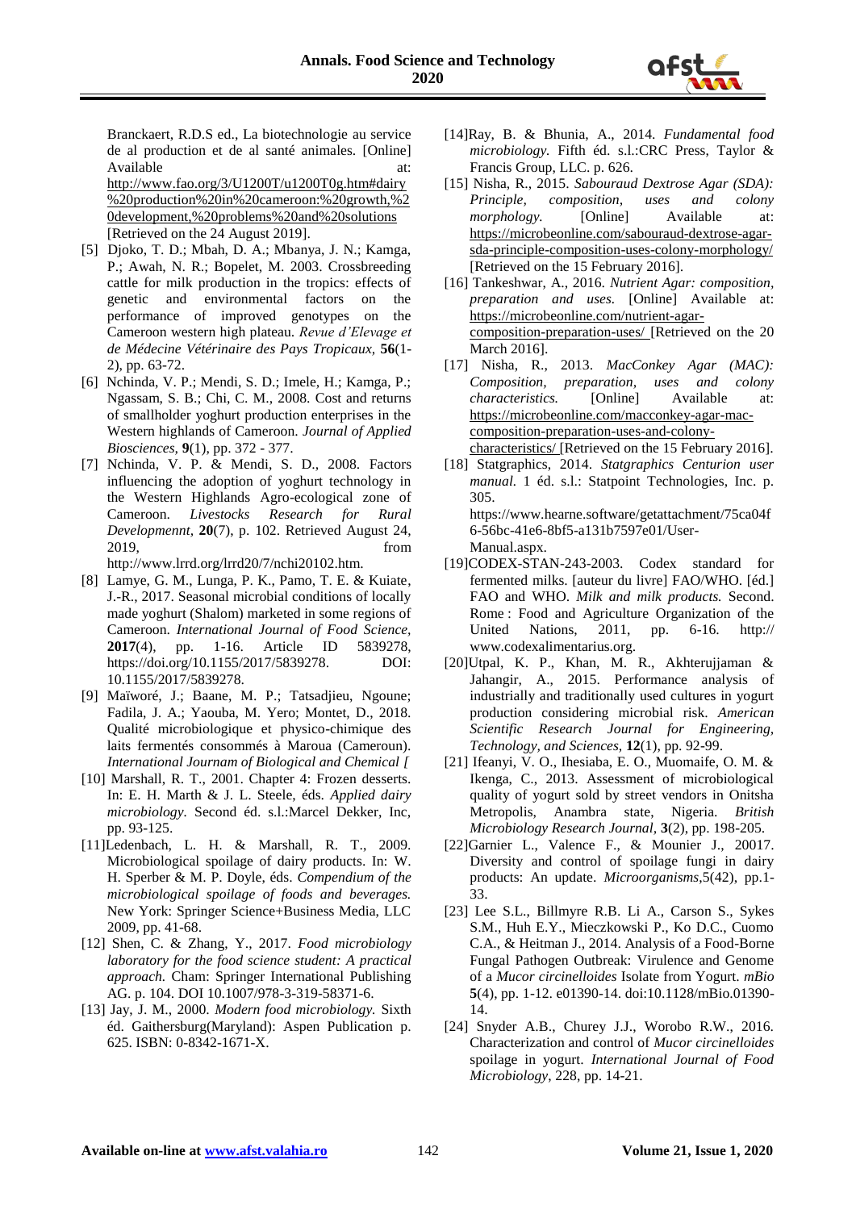Branckaert, R.D.S ed., La biotechnologie au service de al production et de al santé animales. [Online] Available at: http://www.fao.org/3/U1200T/u1200T0g.htm#dairy%20production%20in%20cameroon:%20growth,%20development,%20problems%20and%20solutions [Retrieved on the 24 August 2019].

[5] Djoko, T. D.; Mbah, D. A.; Mbanya, J. N.; Kamga, P.; Awah, N. R.; Bopelet, M. 2003. Crossbreeding cattle for milk production in the tropics: effects of genetic and environmental factors on the performance of improved genotypes on the Cameroon western high plateau. *Revue d'Elevage et de Médecine Vétérinaire des Pays Tropicaux*, **56**(1-2), pp. 63-72.

[6] Nchinda, V. P.; Mendi, S. D.; Imele, H.; Kamga, P.; Ngassam, S. B.; Chi, C. M., 2008. Cost and returns of smallholder yoghurt production enterprises in the Western highlands of Cameroon. *Journal of Applied Biosciences*, **9**(1), pp. 372 - 377.

[7] Nchinda, V. P. & Mendi, S. D., 2008. Factors influencing the adoption of yoghurt technology in the Western Highlands Agro-ecological zone of Cameroon. *Livestocks Research for Rural Developmennt*, **20**(7), p. 102. Retrieved August 24, 2019, from http://www.lrrd.org/lrrd20/7/nchi20102.htm.

[8] Lamye, G. M., Lunga, P. K., Pamo, T. E. & Kuiate, J.-R., 2017. Seasonal microbial conditions of locally made yoghurt (Shalom) marketed in some regions of Cameroon. *International Journal of Food Science*, **2017**(4), pp. 1-16. Article ID 5839278, https://doi.org/10.1155/2017/5839278. DOI: 10.1155/2017/5839278.

[9] Maïworé, J.; Baane, M. P.; Tatsadjieu, Ngoune; Fadila, J. A.; Yaouba, M. Yero; Montet, D., 2018. Qualité microbiologique et physico-chimique des laits fermentés consommés à Maroua (Cameroun). *International Journam of Biological and Chemical [*

[10] Marshall, R. T., 2001. Chapter 4: Frozen desserts. In: E. H. Marth & J. L. Steele, éds. *Applied dairy microbiology.* Second éd. s.l.:Marcel Dekker, Inc, pp. 93-125.

[11]Ledenbach, L. H. & Marshall, R. T., 2009. Microbiological spoilage of dairy products. In: W. H. Sperber & M. P. Doyle, éds. *Compendium of the microbiological spoilage of foods and beverages.* New York: Springer Science+Business Media, LLC 2009, pp. 41-68.

[12] Shen, C. & Zhang, Y., 2017. *Food microbiology laboratory for the food science student: A practical approach.* Cham: Springer International Publishing AG. p. 104. DOI 10.1007/978-3-319-58371-6.

[13] Jay, J. M., 2000. *Modern food microbiology.* Sixth éd. Gaithersburg(Maryland): Aspen Publication p. 625. ISBN: 0-8342-1671-X.

[14]Ray, B. & Bhunia, A., 2014. *Fundamental food microbiology.* Fifth éd. s.l.:CRC Press, Taylor & Francis Group, LLC. p. 626.

[15] Nisha, R., 2015. *Sabouraud Dextrose Agar (SDA): Principle, composition, uses and colony morphology.* [Online] Available at: https://microbeonline.com/sabouraud-dextrose-agar-sda-principle-composition-uses-colony-morphology/ [Retrieved on the 15 February 2016].

[16] Tankeshwar, A., 2016. *Nutrient Agar: composition, preparation and uses.* [Online] Available at: https://microbeonline.com/nutrient-agar-composition-preparation-uses/ [Retrieved on the 20 March 2016].

[17] Nisha, R., 2013. *MacConkey Agar (MAC): Composition, preparation, uses and colony characteristics.* [Online] Available at: https://microbeonline.com/macconkey-agar-mac-composition-preparation-uses-and-colony-characteristics/ [Retrieved on the 15 February 2016].

[18] Statgraphics, 2014. *Statgraphics Centurion user manual.* 1 éd. s.l.: Statpoint Technologies, Inc. p. 305. https://www.hearne.software/getattachment/75ca04f6-56bc-41e6-8bf5-a131b7597e01/User-Manual.aspx.

[19]CODEX-STAN-243-2003. Codex standard for fermented milks. [auteur du livre] FAO/WHO. [éd.] FAO and WHO. *Milk and milk products.* Second. Rome : Food and Agriculture Organization of the United Nations, 2011, pp. 6-16. http:// www.codexalimentarius.org.

[20]Utpal, K. P., Khan, M. R., Akhterujjaman & Jahangir, A., 2015. Performance analysis of industrially and traditionally used cultures in yogurt production considering microbial risk. *American Scientific Research Journal for Engineering, Technology, and Sciences*, **12**(1), pp. 92-99.

[21] Ifeanyi, V. O., Ihesiaba, E. O., Muomaife, O. M. & Ikenga, C., 2013. Assessment of microbiological quality of yogurt sold by street vendors in Onitsha Metropolis, Anambra state, Nigeria. *British Microbiology Research Journal*, **3**(2), pp. 198-205.

[22]Garnier L., Valence F., & Mounier J., 20017. Diversity and control of spoilage fungi in dairy products: An update. *Microorganisms*,5(42), pp.1-33.

[23] Lee S.L., Billmyre R.B. Li A., Carson S., Sykes S.M., Huh E.Y., Mieczkowski P., Ko D.C., Cuomo C.A., & Heitman J., 2014. Analysis of a Food-Borne Fungal Pathogen Outbreak: Virulence and Genome of a *Mucor circinelloides* Isolate from Yogurt. *mBio* **5**(4), pp. 1-12. e01390-14. doi:10.1128/mBio.01390-14.

[24] Snyder A.B., Churey J.J., Worobo R.W., 2016. Characterization and control of *Mucor circinelloides* spoilage in yogurt. *International Journal of Food Microbiology*, 228, pp. 14-21.